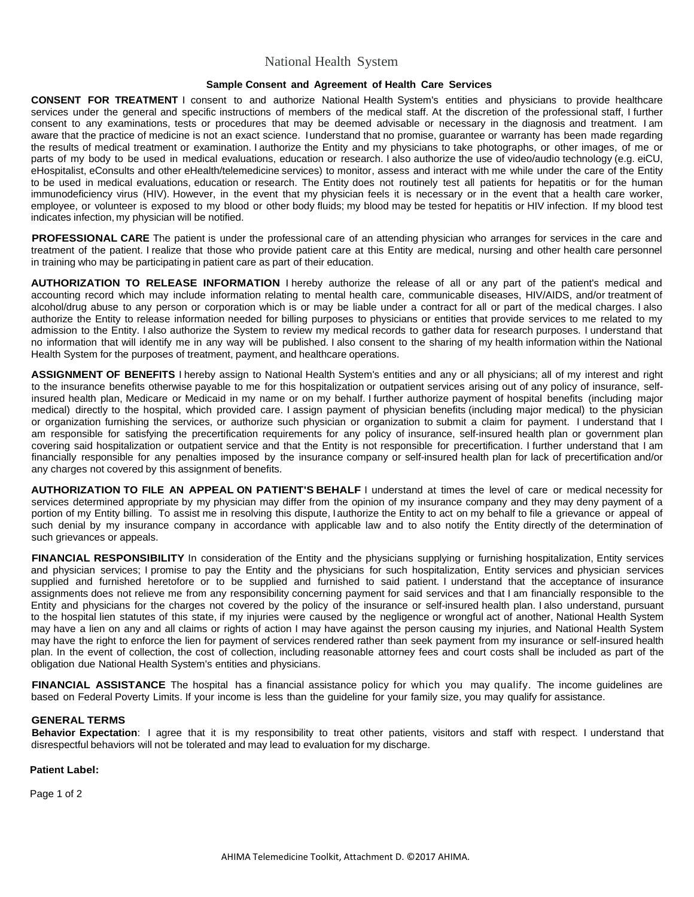# National Health System

## Sample Consent and Agreement of Health Care Services

**CONSENT FOR TREATMENT** I consent to and authorize National Health System's entities and physicians to provide healthcare services under the general and specific instructions of members of the medical staff. At the discretion of the professional staff, I further consent to any examinations, tests or procedures that may be deemed advisable or necessary in the diagnosis and treatment. I am aware that the practice of medicine is not an exact science. I understand that no promise, guarantee or warranty has been made regarding the results of medical treatment or examination. I authorize the Entity and my physicians to take photographs, or other images, of me or parts of my body to be used in medical evaluations, education or research. I also authorize the use of video/audio technology (e.g. eiCU, eHospitalist, eConsults and other eHealth/telemedicine services) to monitor, assess and interact with me while under the care of the Entity to be used in medical evaluations, education or research. The Entity does not routinely test all patients for hepatitis or for the human immunodeficiency virus (HIV). However, in the event that my physician feels it is necessary or in the event that a health care worker, employee, or volunteer is exposed to my blood or other body fluids; my blood may be tested for hepatitis or HIV infection. If my blood test indicates infection, my physician will be notified.

**PROFESSIONAL CARE** The patient is under the professional care of an attending physician who arranges for services in the care and treatment of the patient. I realize that those who provide patient care at this Entity are medical, nursing and other health care personnel in training who may be participating in patient care as part of their education.

**AUTHORIZATION TO RELEASE INFORMATION** I hereby authorize the release of all or any part of the patient's medical and accounting record which may include information relating to mental health care, communicable diseases, HIV/AIDS, and/or treatment of alcohol/drug abuse to any person or corporation which is or may be liable under a contract for all or part of the medical charges. I also authorize the Entity to release information needed for billing purposes to physicians or entities that provide services to me related to my admission to the Entity. I also authorize the System to review my medical records to gather data for research purposes. I understand that no information that will identify me in any way will be published. I also consent to the sharing of my health information within the National Health System for the purposes of treatment, payment, and healthcare operations.

**ASSIGNMENT OF BENEFITS** I hereby assign to National Health System's entities and any or all physicians; all of my interest and right to the insurance benefits otherwise payable to me for this hospitalization or outpatient services arising out of any policy of insurance, self-insured health plan, Medicare or Medicaid in my name or on my behalf. I further authorize payment of hospital benefits (including major medical) directly to the hospital, which provided care. I assign payment of physician benefits (including major medical) to the physician or organization furnishing the services, or authorize such physician or organization to submit a claim for payment. I understand that I am responsible for satisfying the precertification requirements for any policy of insurance, self-insured health plan or government plan covering said hospitalization or outpatient service and that the Entity is not responsible for precertification. I further understand that I am financially responsible for any penalties imposed by the insurance company or self-insured health plan for lack of precertification and/or any charges not covered by this assignment of benefits.

**AUTHORIZATION TO FILE AN APPEAL ON PATIENT'S BEHALF** I understand at times the level of care or medical necessity for services determined appropriate by my physician may differ from the opinion of my insurance company and they may deny payment of a portion of my Entity billing. To assist me in resolving this dispute, I authorize the Entity to act on my behalf to file a grievance or appeal of such denial by my insurance company in accordance with applicable law and to also notify the Entity directly of the determination of such grievances or appeals.

**FINANCIAL RESPONSIBILITY** In consideration of the Entity and the physicians supplying or furnishing hospitalization, Entity services and physician services; I promise to pay the Entity and the physicians for such hospitalization, Entity services and physician services supplied and furnished heretofore or to be supplied and furnished to said patient. I understand that the acceptance of insurance assignments does not relieve me from any responsibility concerning payment for said services and that I am financially responsible to the Entity and physicians for the charges not covered by the policy of the insurance or self-insured health plan. I also understand, pursuant to the hospital lien statutes of this state, if my injuries were caused by the negligence or wrongful act of another, National Health System may have a lien on any and all claims or rights of action I may have against the person causing my injuries, and National Health System may have the right to enforce the lien for payment of services rendered rather than seek payment from my insurance or self-insured health plan. In the event of collection, the cost of collection, including reasonable attorney fees and court costs shall be included as part of the obligation due National Health System's entities and physicians.

**FINANCIAL ASSISTANCE** The hospital has a financial assistance policy for which you may qualify. The income guidelines are based on Federal Poverty Limits. If your income is less than the guideline for your family size, you may qualify for assistance.

**GENERAL TERMS**

**Behavior Expectation**: I agree that it is my responsibility to treat other patients, visitors and staff with respect. I understand that disrespectful behaviors will not be tolerated and may lead to evaluation for my discharge.

**Patient Label:**

AHIMA Telemedicine Toolkit, Attachment D. ©2017 AHIMA.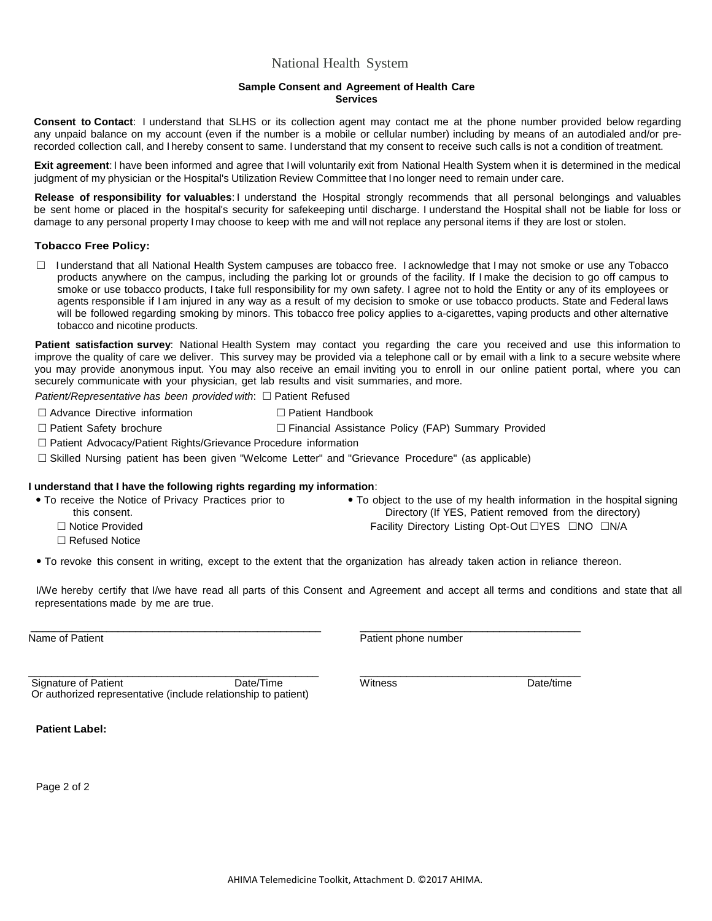# National Health System

**Sample Consent and Agreement of Health Care Services**

**Consent to Contact**: I understand that SLHS or its collection agent may contact me at the phone number provided below regarding any unpaid balance on my account (even if the number is a mobile or cellular number) including by means of an autodialed and/or pre-recorded collection call, and I hereby consent to same. I understand that my consent to receive such calls is not a condition of treatment.

**Exit agreement**: I have been informed and agree that I will voluntarily exit from National Health System when it is determined in the medical judgment of my physician or the Hospital's Utilization Review Committee that I no longer need to remain under care.

**Release of responsibility for valuables**: I understand the Hospital strongly recommends that all personal belongings and valuables be sent home or placed in the hospital's security for safekeeping until discharge. I understand the Hospital shall not be liable for loss or damage to any personal property I may choose to keep with me and will not replace any personal items if they are lost or stolen.

**Tobacco Free Policy:**

☐ I understand that all National Health System campuses are tobacco free. I acknowledge that I may not smoke or use any Tobacco products anywhere on the campus, including the parking lot or grounds of the facility. If I make the decision to go off campus to smoke or use tobacco products, I take full responsibility for my own safety. I agree not to hold the Entity or any of its employees or agents responsible if I am injured in any way as a result of my decision to smoke or use tobacco products. State and Federal laws will be followed regarding smoking by minors. This tobacco free policy applies to a-cigarettes, vaping products and other alternative tobacco and nicotine products.

**Patient satisfaction survey**: National Health System may contact you regarding the care you received and use this information to improve the quality of care we deliver. This survey may be provided via a telephone call or by email with a link to a secure website where you may provide anonymous input. You may also receive an email inviting you to enroll in our online patient portal, where you can securely communicate with your physician, get lab results and visit summaries, and more.

*Patient/Representative has been provided with*: ☐ Patient Refused

☐ Advance Directive information ☐ Patient Handbook

☐ Patient Safety brochure ☐ Financial Assistance Policy (FAP) Summary Provided

☐ Patient Advocacy/Patient Rights/Grievance Procedure information

☐ Skilled Nursing patient has been given "Welcome Letter" and "Grievance Procedure" (as applicable)

**I understand that I have the following rights regarding my information**:

- To receive the Notice of Privacy Practices prior to this consent.
  - ☐ Notice Provided
  - ☐ Refused Notice
- To object to the use of my health information in the hospital signing Directory (If YES, Patient removed from the directory)
  - Facility Directory Listing Opt-Out ☐YES ☐NO ☐N/A
- To revoke this consent in writing, except to the extent that the organization has already taken action in reliance thereon.

I/We hereby certify that I/we have read all parts of this Consent and Agreement and accept all terms and conditions and state that all representations made by me are true.

\_\_\_\_\_\_\_\_\_\_\_\_\_\_\_\_\_\_\_\_\_\_\_\_\_\_\_\_\_\_\_\_\_\_\_\_\_\_\_\_
Name of Patient

\_\_\_\_\_\_\_\_\_\_\_\_\_\_\_\_\_\_\_\_\_\_\_\_\_\_\_\_\_\_\_\_\_\_\_\_\_\_\_\_
Patient phone number

\_\_\_\_\_\_\_\_\_\_\_\_\_\_\_\_\_\_\_\_\_\_\_\_\_\_\_\_\_\_\_\_\_\_\_\_\_\_\_\_
Signature of Patient Date/Time
Or authorized representative (include relationship to patient)

\_\_\_\_\_\_\_\_\_\_\_\_\_\_\_\_\_\_\_\_\_\_\_\_\_\_\_\_\_\_\_\_\_\_\_\_\_\_\_\_
Witness Date/time

**Patient Label:**

AHIMA Telemedicine Toolkit, Attachment D. ©2017 AHIMA.